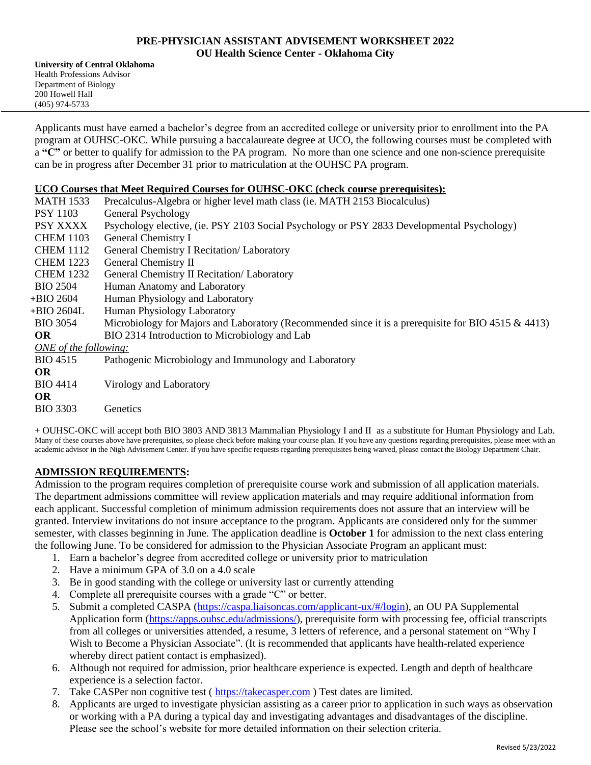# PRE-PHYSICIAN ASSISTANT ADVISEMENT WORKSHEET 2022
## OU Health Science Center - Oklahoma City

**University of Central Oklahoma**
Health Professions Advisor
Department of Biology
200 Howell Hall
(405) 974-5733

Applicants must have earned a bachelor's degree from an accredited college or university prior to enrollment into the PA program at OUHSC-OKC. While pursuing a baccalaureate degree at UCO, the following courses must be completed with a **"C"** or better to qualify for admission to the PA program. No more than one science and one non-science prerequisite can be in progress after December 31 prior to matriculation at the OUHSC PA program.

**UCO Courses that Meet Required Courses for OUHSC-OKC (check course prerequisites):**

| | |
|---|---|
| MATH 1533 | Precalculus-Algebra or higher level math class (ie. MATH 2153 Biocalculus) |
| PSY 1103 | General Psychology |
| PSY XXXX | Psychology elective, (ie. PSY 2103 Social Psychology or PSY 2833 Developmental Psychology) |
| CHEM 1103 | General Chemistry I |
| CHEM 1112 | General Chemistry I Recitation/ Laboratory |
| CHEM 1223 | General Chemistry II |
| CHEM 1232 | General Chemistry II Recitation/ Laboratory |
| BIO 2504 | Human Anatomy and Laboratory |
| +BIO 2604 | Human Physiology and Laboratory |
| +BIO 2604L | Human Physiology Laboratory |
| BIO 3054 | Microbiology for Majors and Laboratory (Recommended since it is a prerequisite for BIO 4515 & 4413) |
| **OR** | BIO 2314 Introduction to Microbiology and Lab |

*ONE of the following:*

| | |
|---|---|
| BIO 4515 | Pathogenic Microbiology and Immunology and Laboratory |
| **OR** | |
| BIO 4414 | Virology and Laboratory |
| **OR** | |
| BIO 3303 | Genetics |

+ OUHSC-OKC will accept both BIO 3803 AND 3813 Mammalian Physiology I and II as a substitute for Human Physiology and Lab. Many of these courses above have prerequisites, so please check before making your course plan. If you have any questions regarding prerequisites, please meet with an academic advisor in the Nigh Advisement Center. If you have specific requests regarding prerequisites being waived, please contact the Biology Department Chair.

**ADMISSION REQUIREMENTS:**

Admission to the program requires completion of prerequisite course work and submission of all application materials. The department admissions committee will review application materials and may require additional information from each applicant. Successful completion of minimum admission requirements does not assure that an interview will be granted. Interview invitations do not insure acceptance to the program. Applicants are considered only for the summer semester, with classes beginning in June. The application deadline is **October 1** for admission to the next class entering the following June. To be considered for admission to the Physician Associate Program an applicant must:

1. Earn a bachelor's degree from accredited college or university prior to matriculation
2. Have a minimum GPA of 3.0 on a 4.0 scale
3. Be in good standing with the college or university last or currently attending
4. Complete all prerequisite courses with a grade "C" or better.
5. Submit a completed CASPA (https://caspa.liaisoncas.com/applicant-ux/#/login), an OU PA Supplemental Application form (https://apps.ouhsc.edu/admissions/), prerequisite form with processing fee, official transcripts from all colleges or universities attended, a resume, 3 letters of reference, and a personal statement on "Why I Wish to Become a Physician Associate". (It is recommended that applicants have health-related experience whereby direct patient contact is emphasized).
6. Although not required for admission, prior healthcare experience is expected. Length and depth of healthcare experience is a selection factor.
7. Take CASPer non cognitive test ( https://takecasper.com ) Test dates are limited.
8. Applicants are urged to investigate physician assisting as a career prior to application in such ways as observation or working with a PA during a typical day and investigating advantages and disadvantages of the discipline. Please see the school's website for more detailed information on their selection criteria.

Revised 5/23/2022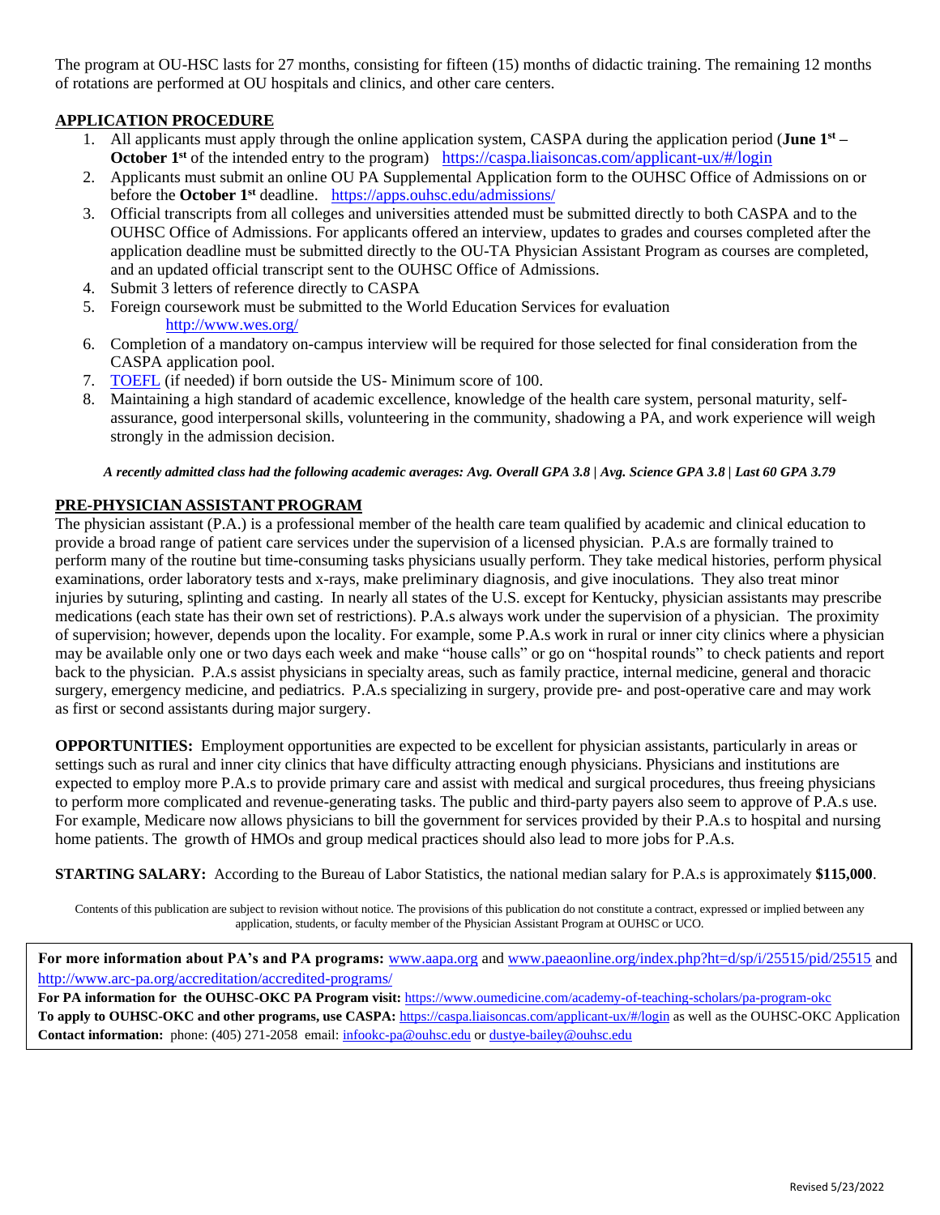The program at OU-HSC lasts for 27 months, consisting for fifteen (15) months of didactic training. The remaining 12 months of rotations are performed at OU hospitals and clinics, and other care centers.

## APPLICATION PROCEDURE

1. All applicants must apply through the online application system, CASPA during the application period (**June 1st – October 1st** of the intended entry to the program) https://caspa.liaisoncas.com/applicant-ux/#/login
2. Applicants must submit an online OU PA Supplemental Application form to the OUHSC Office of Admissions on or before the **October 1st** deadline. https://apps.ouhsc.edu/admissions/
3. Official transcripts from all colleges and universities attended must be submitted directly to both CASPA and to the OUHSC Office of Admissions. For applicants offered an interview, updates to grades and courses completed after the application deadline must be submitted directly to the OU-TA Physician Assistant Program as courses are completed, and an updated official transcript sent to the OUHSC Office of Admissions.
4. Submit 3 letters of reference directly to CASPA
5. Foreign coursework must be submitted to the World Education Services for evaluation http://www.wes.org/
6. Completion of a mandatory on-campus interview will be required for those selected for final consideration from the CASPA application pool.
7. TOEFL (if needed) if born outside the US- Minimum score of 100.
8. Maintaining a high standard of academic excellence, knowledge of the health care system, personal maturity, self-assurance, good interpersonal skills, volunteering in the community, shadowing a PA, and work experience will weigh strongly in the admission decision.

***A recently admitted class had the following academic averages: Avg. Overall GPA 3.8 | Avg. Science GPA 3.8 | Last 60 GPA 3.79***

## PRE-PHYSICIAN ASSISTANT PROGRAM

The physician assistant (P.A.) is a professional member of the health care team qualified by academic and clinical education to provide a broad range of patient care services under the supervision of a licensed physician. P.A.s are formally trained to perform many of the routine but time-consuming tasks physicians usually perform. They take medical histories, perform physical examinations, order laboratory tests and x-rays, make preliminary diagnosis, and give inoculations. They also treat minor injuries by suturing, splinting and casting. In nearly all states of the U.S. except for Kentucky, physician assistants may prescribe medications (each state has their own set of restrictions). P.A.s always work under the supervision of a physician. The proximity of supervision; however, depends upon the locality. For example, some P.A.s work in rural or inner city clinics where a physician may be available only one or two days each week and make "house calls" or go on "hospital rounds" to check patients and report back to the physician. P.A.s assist physicians in specialty areas, such as family practice, internal medicine, general and thoracic surgery, emergency medicine, and pediatrics. P.A.s specializing in surgery, provide pre- and post-operative care and may work as first or second assistants during major surgery.

**OPPORTUNITIES:** Employment opportunities are expected to be excellent for physician assistants, particularly in areas or settings such as rural and inner city clinics that have difficulty attracting enough physicians. Physicians and institutions are expected to employ more P.A.s to provide primary care and assist with medical and surgical procedures, thus freeing physicians to perform more complicated and revenue-generating tasks. The public and third-party payers also seem to approve of P.A.s use. For example, Medicare now allows physicians to bill the government for services provided by their P.A.s to hospital and nursing home patients. The growth of HMOs and group medical practices should also lead to more jobs for P.A.s.

**STARTING SALARY:** According to the Bureau of Labor Statistics, the national median salary for P.A.s is approximately **$115,000**.

Contents of this publication are subject to revision without notice. The provisions of this publication do not constitute a contract, expressed or implied between any application, students, or faculty member of the Physician Assistant Program at OUHSC or UCO.

**For more information about PA's and PA programs:** www.aapa.org and www.paeaonline.org/index.php?ht=d/sp/i/25515/pid/25515 and http://www.arc-pa.org/accreditation/accredited-programs/

**For PA information for the OUHSC-OKC PA Program visit:** https://www.oumedicine.com/academy-of-teaching-scholars/pa-program-okc

**To apply to OUHSC-OKC and other programs, use CASPA:** https://caspa.liaisoncas.com/applicant-ux/#/login as well as the OUHSC-OKC Application

**Contact information:** phone: (405) 271-2058 email: infookc-pa@ouhsc.edu or dustye-bailey@ouhsc.edu

Revised 5/23/2022